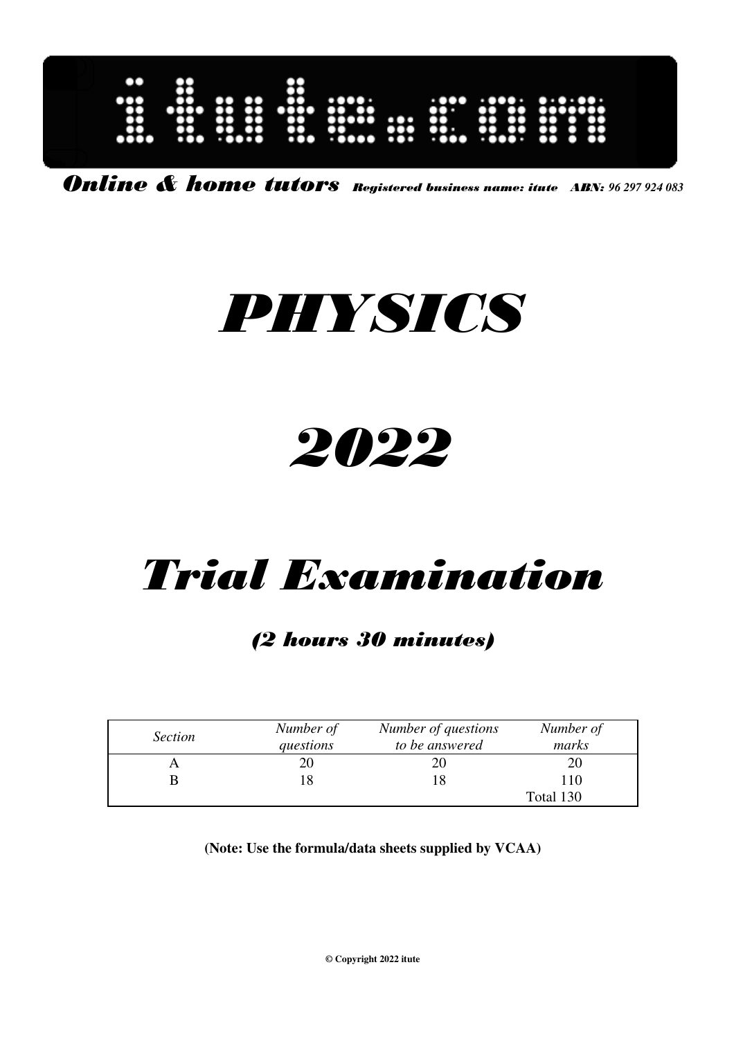# itute.com

*Online & home tutors* *Registered business name: itute ABN: 96 297 924 083*

# *PHYSICS*

# *2022*

# *Trial Examination*

### *(2 hours 30 minutes)*

| *Section* | *Number of questions* | *Number of questions to be answered* | *Number of marks* |
|---|---|---|---|
| A | 20 | 20 | 20 |
| B | 18 | 18 | 110 |
| | | | Total 130 |

**(Note: Use the formula/data sheets supplied by VCAA)**

**© Copyright 2022 itute**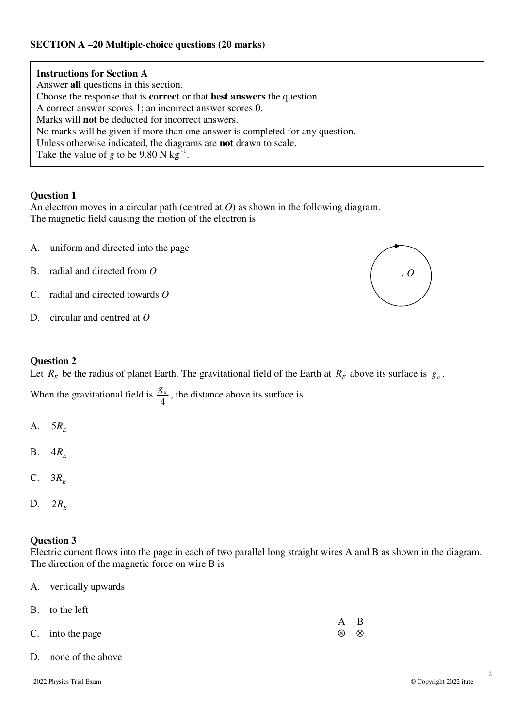## SECTION A –20 Multiple-choice questions (20 marks)

**Instructions for Section A**
Answer **all** questions in this section.
Choose the response that is **correct** or that **best answers** the question.
A correct answer scores 1; an incorrect answer scores 0.
Marks will **not** be deducted for incorrect answers.
No marks will be given if more than one answer is completed for any question.
Unless otherwise indicated, the diagrams are **not** drawn to scale.
Take the value of $g$ to be 9.80 N kg$^{-1}$.

### Question 1

An electron moves in a circular path (centred at $O$) as shown in the following diagram.
The magnetic field causing the motion of the electron is

A. uniform and directed into the page

B. radial and directed from $O$

C. radial and directed towards $O$

D. circular and centred at $O$

### Question 2

Let $R_E$ be the radius of planet Earth. The gravitational field of the Earth at $R_E$ above its surface is $g_a$.

When the gravitational field is $\frac{g_a}{4}$, the distance above its surface is

A. $5R_E$

B. $4R_E$

C. $3R_E$

D. $2R_E$

### Question 3

Electric current flows into the page in each of two parallel long straight wires A and B as shown in the diagram.
The direction of the magnetic force on wire B is

A. vertically upwards

B. to the left

C. into the page

D. none of the above

A ⊗ B ⊗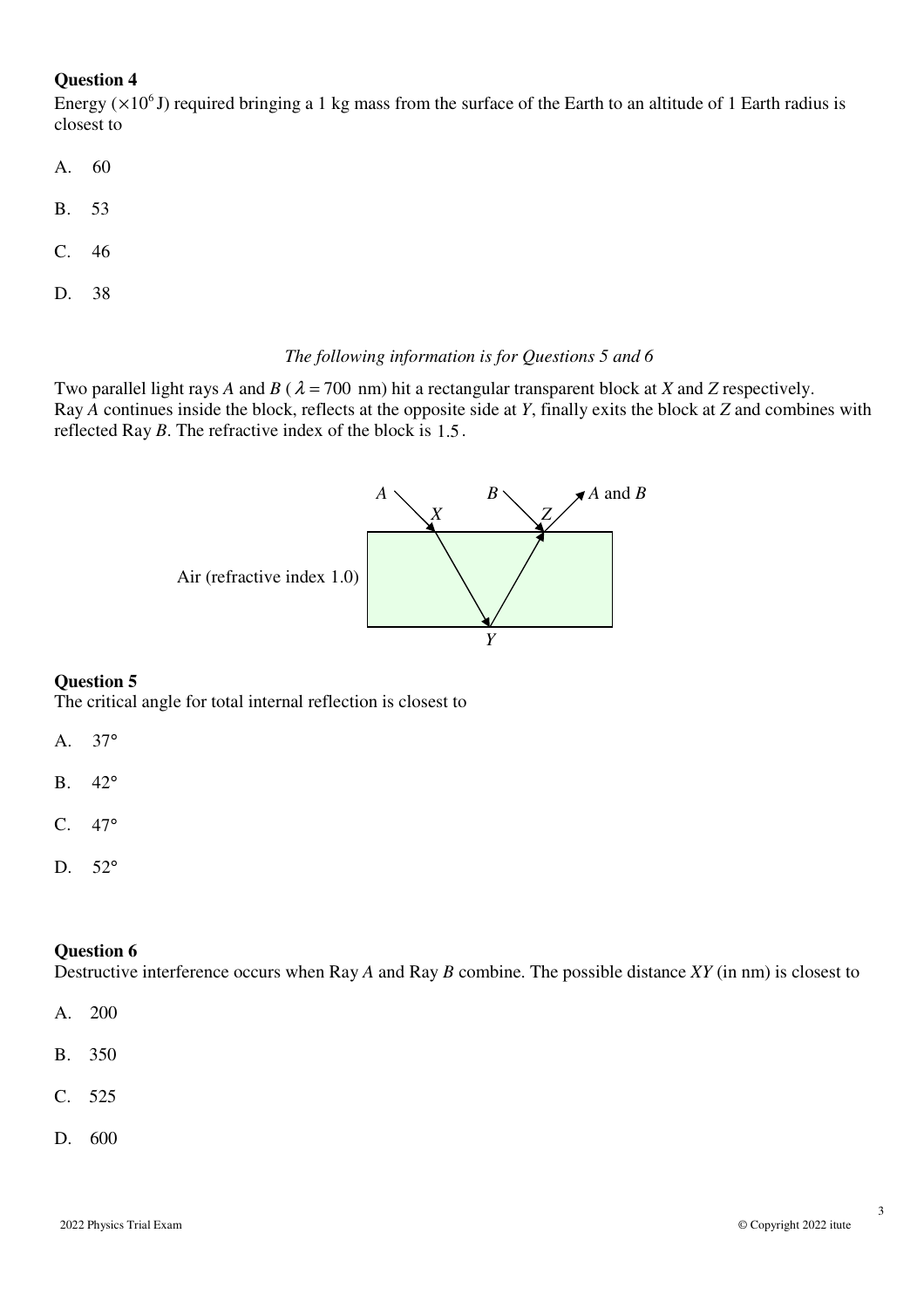**Question 4**

Energy ($\times 10^6$ J) required bringing a 1 kg mass from the surface of the Earth to an altitude of 1 Earth radius is closest to

A. 60

B. 53

C. 46

D. 38

*The following information is for Questions 5 and 6*

Two parallel light rays *A* and *B* ($\lambda = 700$ nm) hit a rectangular transparent block at *X* and *Z* respectively. Ray *A* continues inside the block, reflects at the opposite side at *Y*, finally exits the block at *Z* and combines with reflected Ray *B*. The refractive index of the block is 1.5.

A  B  A and B
X  Z
Air (refractive index 1.0)
Y

**Question 5**

The critical angle for total internal reflection is closest to

A. 37°

B. 42°

C. 47°

D. 52°

**Question 6**

Destructive interference occurs when Ray *A* and Ray *B* combine. The possible distance *XY* (in nm) is closest to

A. 200

B. 350

C. 525

D. 600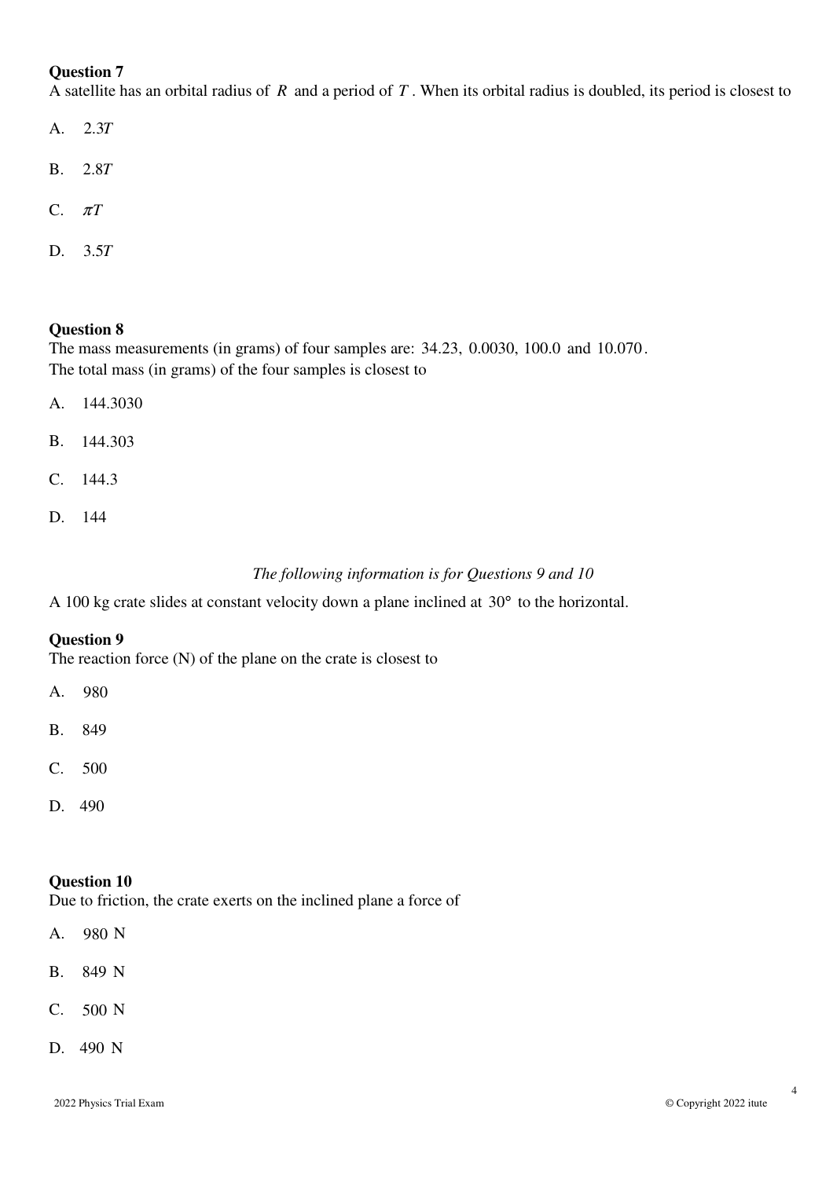**Question 7**
A satellite has an orbital radius of $R$ and a period of $T$. When its orbital radius is doubled, its period is closest to

A. $2.3T$

B. $2.8T$

C. $\pi T$

D. $3.5T$

**Question 8**
The mass measurements (in grams) of four samples are: 34.23, 0.0030, 100.0 and 10.070.
The total mass (in grams) of the four samples is closest to

A. 144.3030

B. 144.303

C. 144.3

D. 144

*The following information is for Questions 9 and 10*

A 100 kg crate slides at constant velocity down a plane inclined at $30°$ to the horizontal.

**Question 9**
The reaction force (N) of the plane on the crate is closest to

A. 980

B. 849

C. 500

D. 490

**Question 10**
Due to friction, the crate exerts on the inclined plane a force of

A. 980 N

B. 849 N

C. 500 N

D. 490 N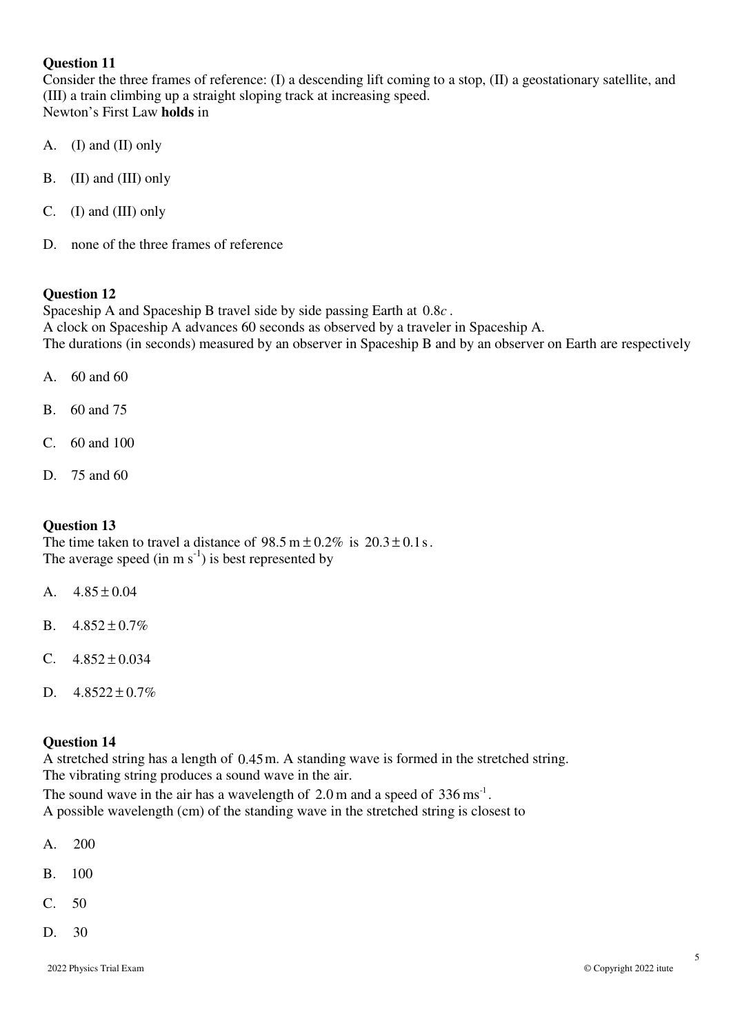**Question 11**

Consider the three frames of reference: (I) a descending lift coming to a stop, (II) a geostationary satellite, and (III) a train climbing up a straight sloping track at increasing speed.
Newton's First Law **holds** in

A. (I) and (II) only

B. (II) and (III) only

C. (I) and (III) only

D. none of the three frames of reference

**Question 12**

Spaceship A and Spaceship B travel side by side passing Earth at $0.8c$.
A clock on Spaceship A advances 60 seconds as observed by a traveler in Spaceship A.
The durations (in seconds) measured by an observer in Spaceship B and by an observer on Earth are respectively

A. 60 and 60

B. 60 and 75

C. 60 and 100

D. 75 and 60

**Question 13**

The time taken to travel a distance of $98.5\,\text{m} \pm 0.2\%$ is $20.3 \pm 0.1\,\text{s}$.
The average speed (in m s$^{-1}$) is best represented by

A. $4.85 \pm 0.04$

B. $4.852 \pm 0.7\%$

C. $4.852 \pm 0.034$

D. $4.8522 \pm 0.7\%$

**Question 14**

A stretched string has a length of $0.45\,\text{m}$. A standing wave is formed in the stretched string.
The vibrating string produces a sound wave in the air.
The sound wave in the air has a wavelength of $2.0\,\text{m}$ and a speed of $336\,\text{ms}^{-1}$.
A possible wavelength (cm) of the standing wave in the stretched string is closest to

A. 200

B. 100

C. 50

D. 30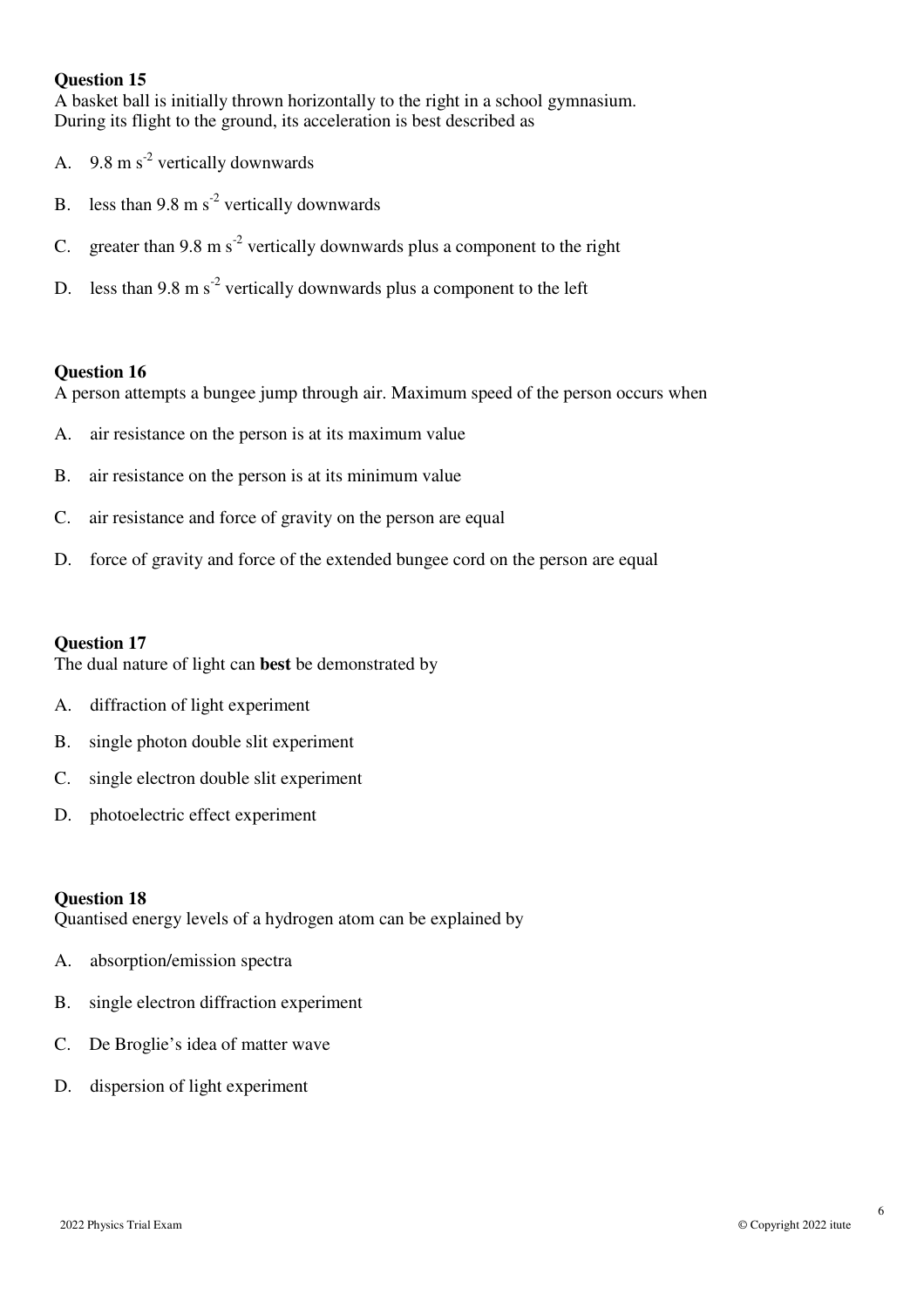**Question 15**

A basket ball is initially thrown horizontally to the right in a school gymnasium.
During its flight to the ground, its acceleration is best described as

A. $9.8 \text{ m s}^{-2}$ vertically downwards

B. less than $9.8 \text{ m s}^{-2}$ vertically downwards

C. greater than $9.8 \text{ m s}^{-2}$ vertically downwards plus a component to the right

D. less than $9.8 \text{ m s}^{-2}$ vertically downwards plus a component to the left

**Question 16**

A person attempts a bungee jump through air. Maximum speed of the person occurs when

A. air resistance on the person is at its maximum value

B. air resistance on the person is at its minimum value

C. air resistance and force of gravity on the person are equal

D. force of gravity and force of the extended bungee cord on the person are equal

**Question 17**

The dual nature of light can **best** be demonstrated by

A. diffraction of light experiment

B. single photon double slit experiment

C. single electron double slit experiment

D. photoelectric effect experiment

**Question 18**

Quantised energy levels of a hydrogen atom can be explained by

A. absorption/emission spectra

B. single electron diffraction experiment

C. De Broglie's idea of matter wave

D. dispersion of light experiment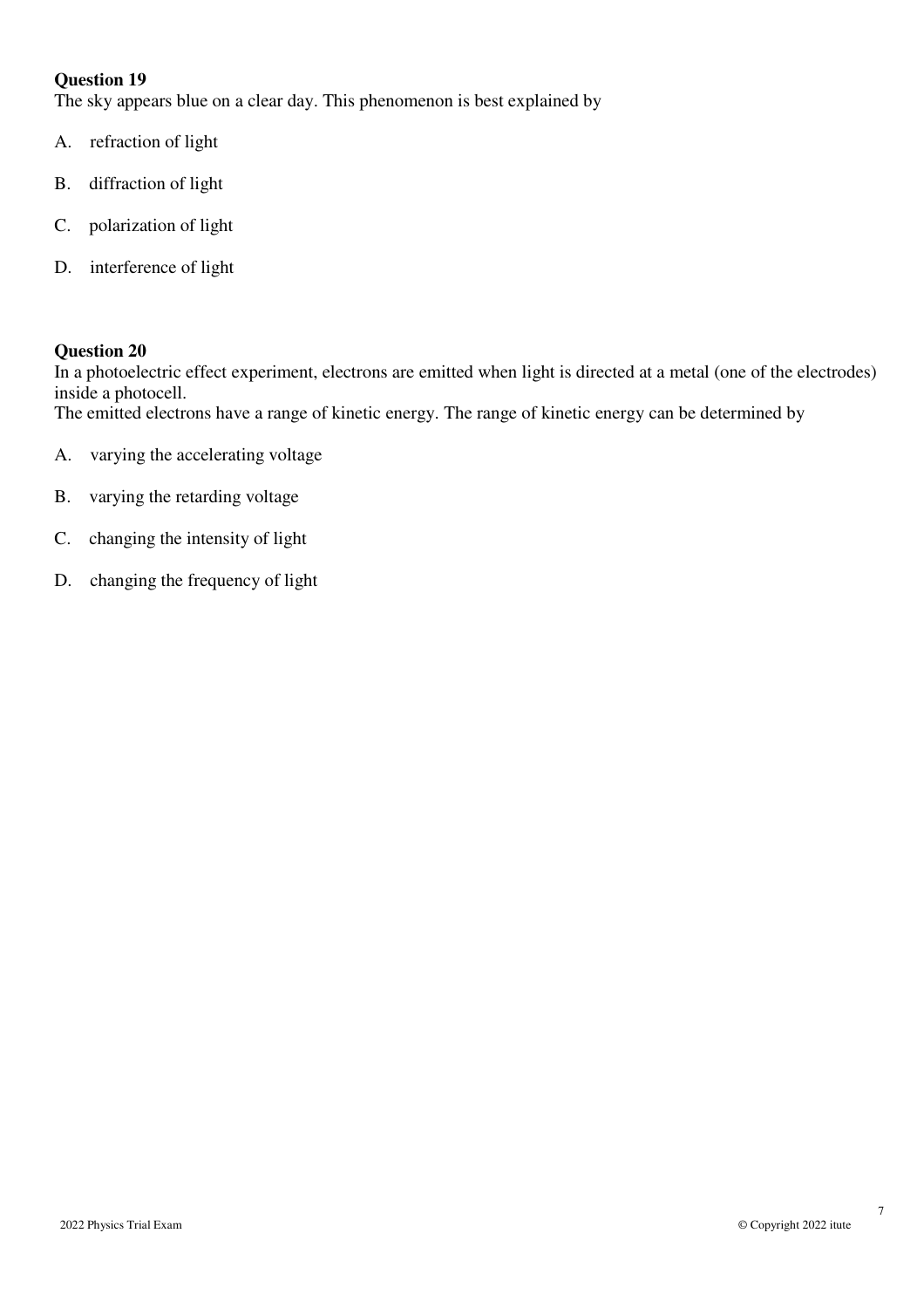**Question 19**

The sky appears blue on a clear day. This phenomenon is best explained by

A. refraction of light

B. diffraction of light

C. polarization of light

D. interference of light

**Question 20**

In a photoelectric effect experiment, electrons are emitted when light is directed at a metal (one of the electrodes) inside a photocell.

The emitted electrons have a range of kinetic energy. The range of kinetic energy can be determined by

A. varying the accelerating voltage

B. varying the retarding voltage

C. changing the intensity of light

D. changing the frequency of light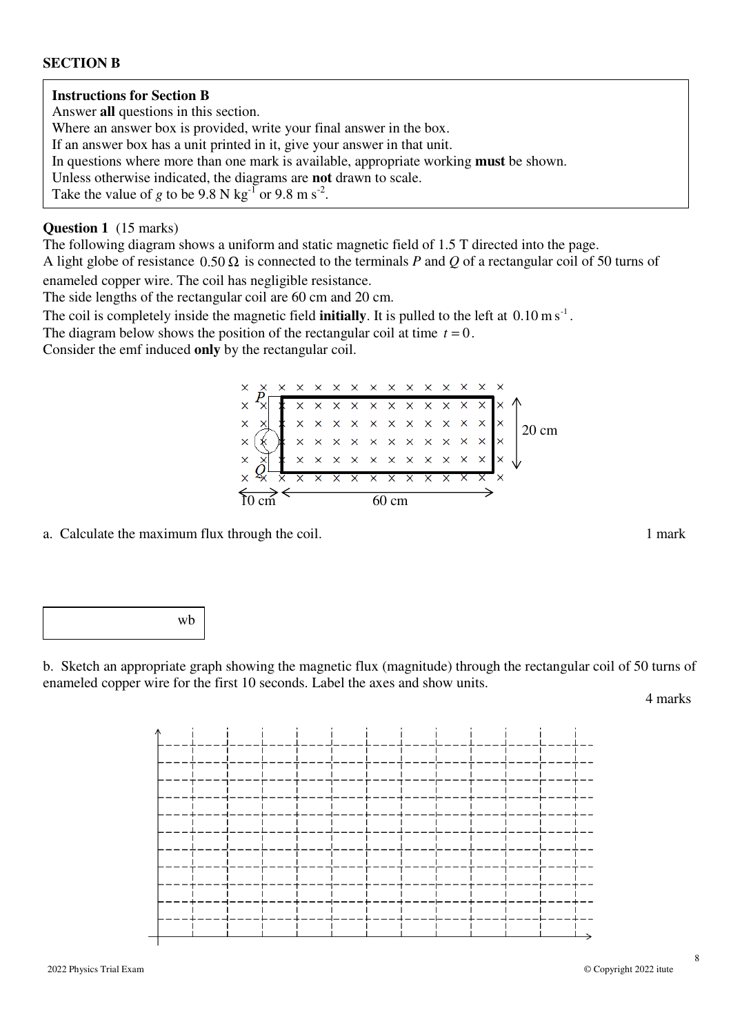## SECTION B

**Instructions for Section B**
Answer **all** questions in this section.
Where an answer box is provided, write your final answer in the box.
If an answer box has a unit printed in it, give your answer in that unit.
In questions where more than one mark is available, appropriate working **must** be shown.
Unless otherwise indicated, the diagrams are **not** drawn to scale.
Take the value of $g$ to be 9.8 N kg$^{-1}$ or 9.8 m s$^{-2}$.

**Question 1** (15 marks)
The following diagram shows a uniform and static magnetic field of 1.5 T directed into the page.
A light globe of resistance $0.50\ \Omega$ is connected to the terminals $P$ and $Q$ of a rectangular coil of 50 turns of enameled copper wire. The coil has negligible resistance.
The side lengths of the rectangular coil are 60 cm and 20 cm.
The coil is completely inside the magnetic field **initially**. It is pulled to the left at $0.10\ \text{m s}^{-1}$.
The diagram below shows the position of the rectangular coil at time $t = 0$.
Consider the emf induced **only** by the rectangular coil.

a. Calculate the maximum flux through the coil. 1 mark

| wb |
|---|

b. Sketch an appropriate graph showing the magnetic flux (magnitude) through the rectangular coil of 50 turns of enameled copper wire for the first 10 seconds. Label the axes and show units.

4 marks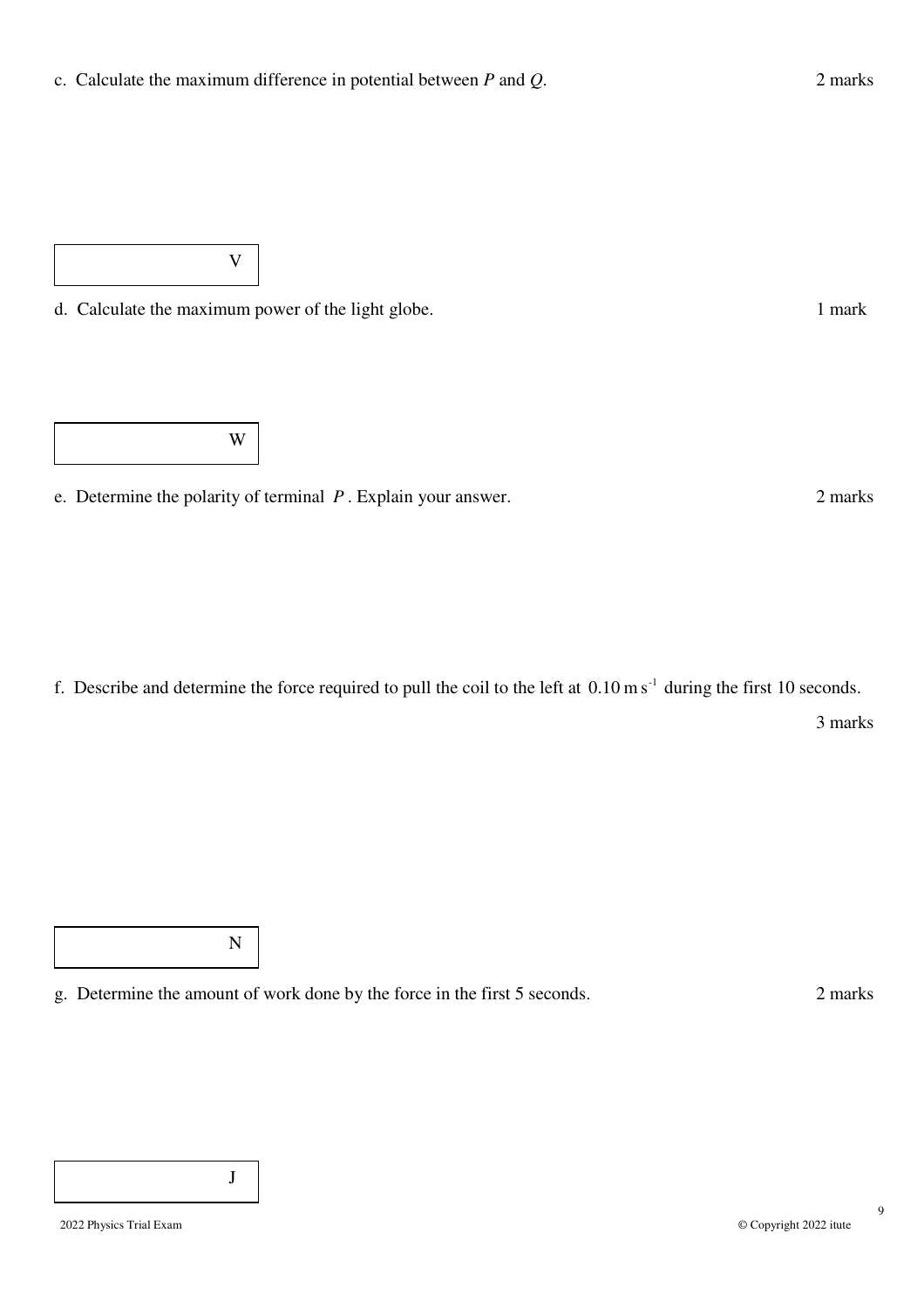c. Calculate the maximum difference in potential between $P$ and $Q$. 2 marks

| V |
|---|

d. Calculate the maximum power of the light globe. 1 mark

| W |
|---|

e. Determine the polarity of terminal $P$. Explain your answer. 2 marks

f. Describe and determine the force required to pull the coil to the left at $0.10\ \text{m s}^{-1}$ during the first 10 seconds.

3 marks

| N |
|---|

g. Determine the amount of work done by the force in the first 5 seconds. 2 marks

| J |
|---|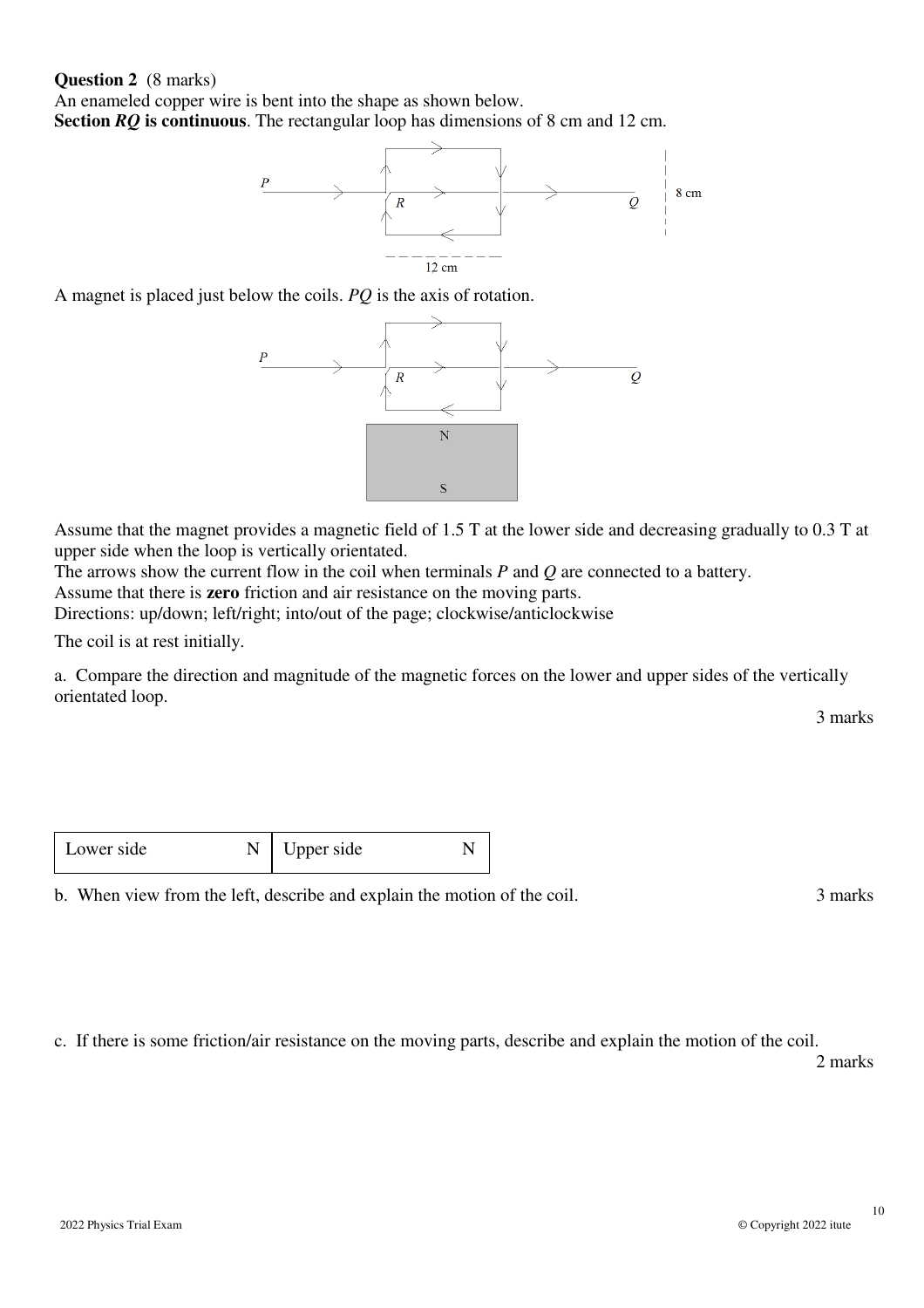**Question 2** (8 marks)

An enameled copper wire is bent into the shape as shown below.

**Section *RQ* is continuous**. The rectangular loop has dimensions of 8 cm and 12 cm.

A magnet is placed just below the coils. *PQ* is the axis of rotation.

Assume that the magnet provides a magnetic field of 1.5 T at the lower side and decreasing gradually to 0.3 T at upper side when the loop is vertically orientated.

The arrows show the current flow in the coil when terminals *P* and *Q* are connected to a battery.

Assume that there is **zero** friction and air resistance on the moving parts.

Directions: up/down; left/right; into/out of the page; clockwise/anticlockwise

The coil is at rest initially.

a. Compare the direction and magnitude of the magnetic forces on the lower and upper sides of the vertically orientated loop.

3 marks

| Lower side N | Upper side N |
|---|---|

b. When view from the left, describe and explain the motion of the coil.

3 marks

c. If there is some friction/air resistance on the moving parts, describe and explain the motion of the coil.

2 marks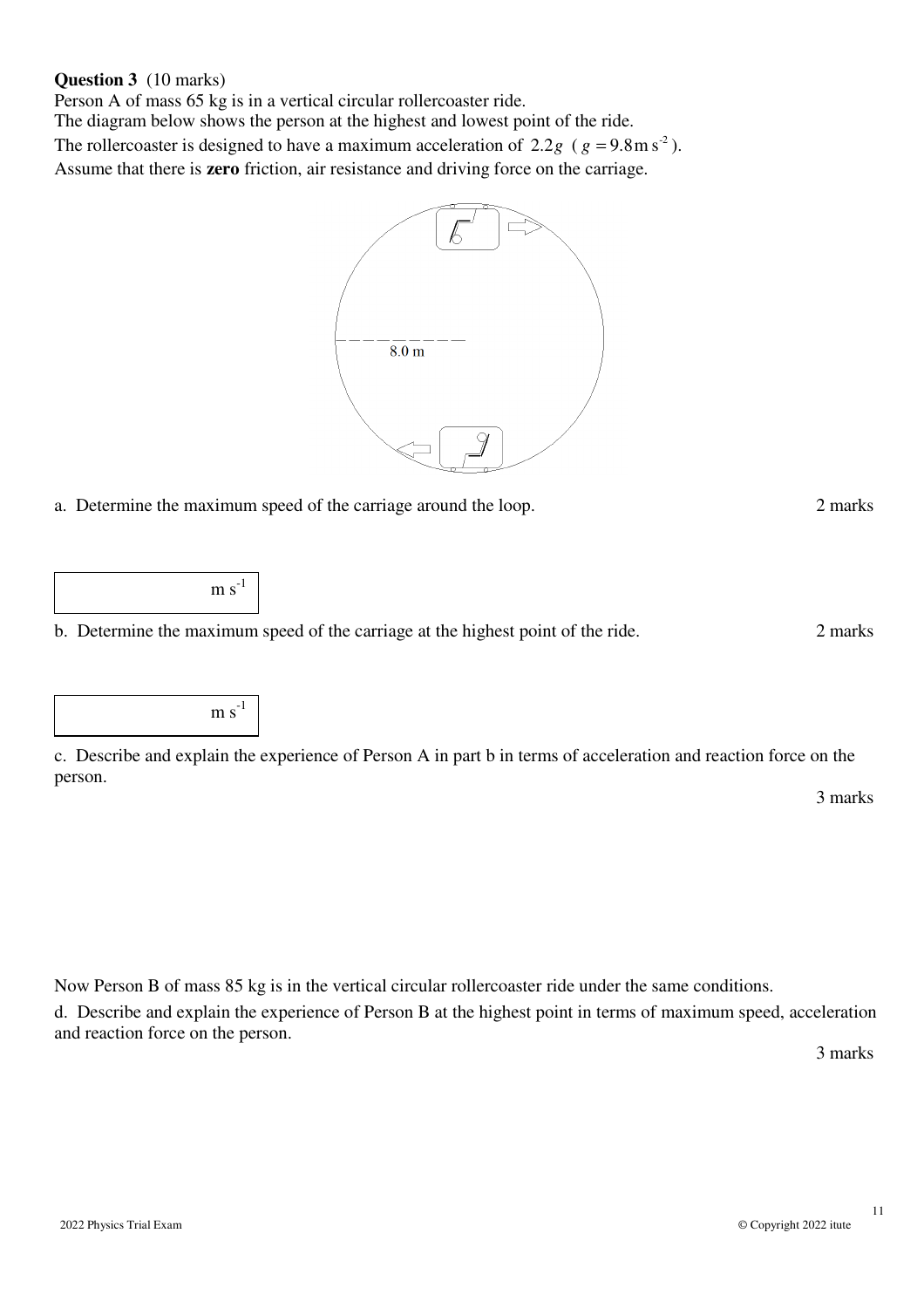**Question 3** (10 marks)

Person A of mass 65 kg is in a vertical circular rollercoaster ride.

The diagram below shows the person at the highest and lowest point of the ride.

The rollercoaster is designed to have a maximum acceleration of $2.2g$ ( $g = 9.8 \text{ m s}^{-2}$ ).

Assume that there is **zero** friction, air resistance and driving force on the carriage.

8.0 m

a. Determine the maximum speed of the carriage around the loop. 2 marks

| m s$^{-1}$ |
|---|

b. Determine the maximum speed of the carriage at the highest point of the ride. 2 marks

| m s$^{-1}$ |
|---|

c. Describe and explain the experience of Person A in part b in terms of acceleration and reaction force on the person.

3 marks

Now Person B of mass 85 kg is in the vertical circular rollercoaster ride under the same conditions.

d. Describe and explain the experience of Person B at the highest point in terms of maximum speed, acceleration and reaction force on the person.

3 marks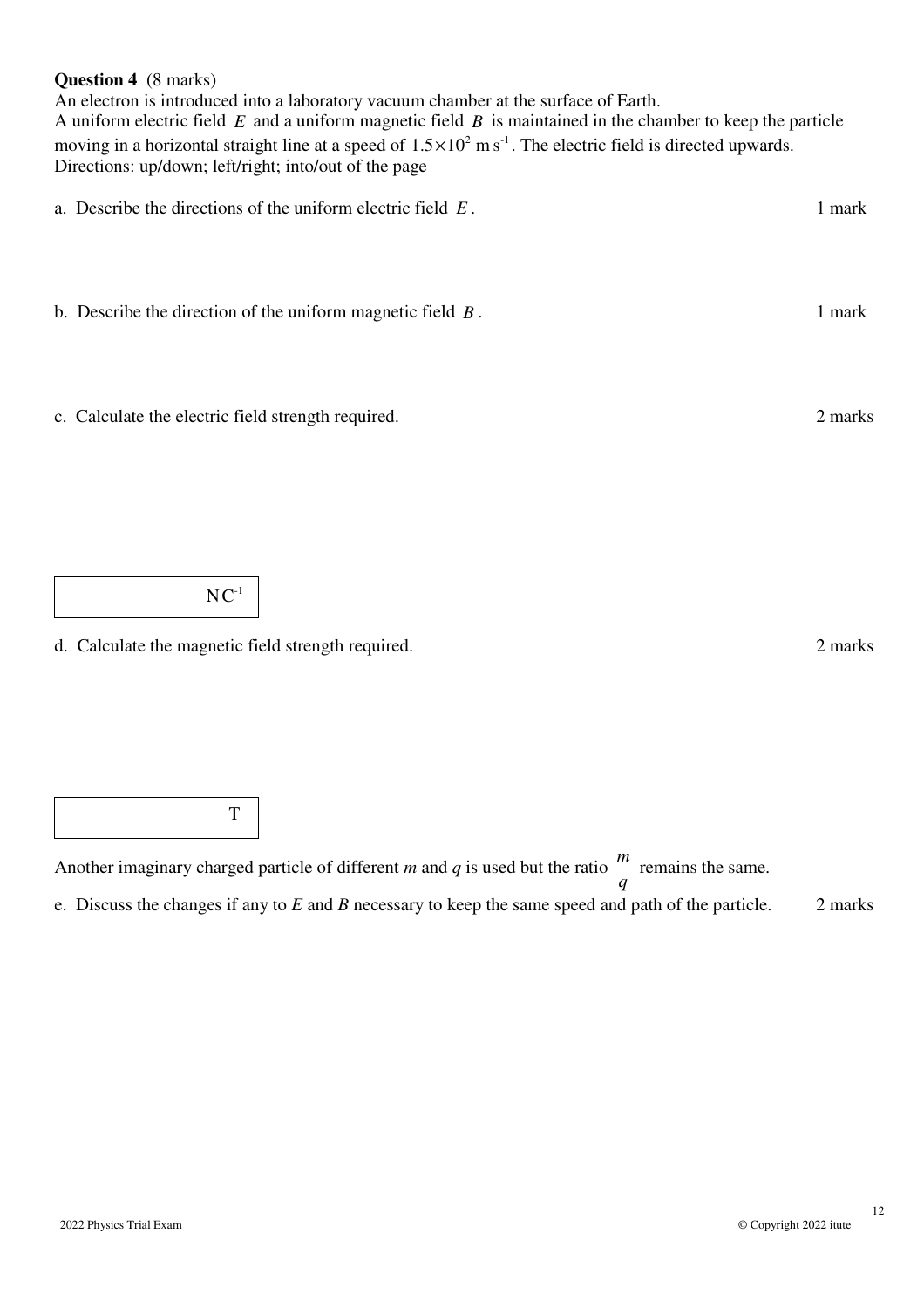**Question 4** (8 marks)
An electron is introduced into a laboratory vacuum chamber at the surface of Earth.
A uniform electric field $E$ and a uniform magnetic field $B$ is maintained in the chamber to keep the particle moving in a horizontal straight line at a speed of $1.5 \times 10^{2}$ m s$^{-1}$. The electric field is directed upwards.
Directions: up/down; left/right; into/out of the page

a. Describe the directions of the uniform electric field $E$. 1 mark

b. Describe the direction of the uniform magnetic field $B$. 1 mark

c. Calculate the electric field strength required. 2 marks

| N C$^{-1}$ |
|---|

d. Calculate the magnetic field strength required. 2 marks

| T |
|---|

Another imaginary charged particle of different *m* and *q* is used but the ratio $\frac{m}{q}$ remains the same.

e. Discuss the changes if any to *E* and *B* necessary to keep the same speed and path of the particle. 2 marks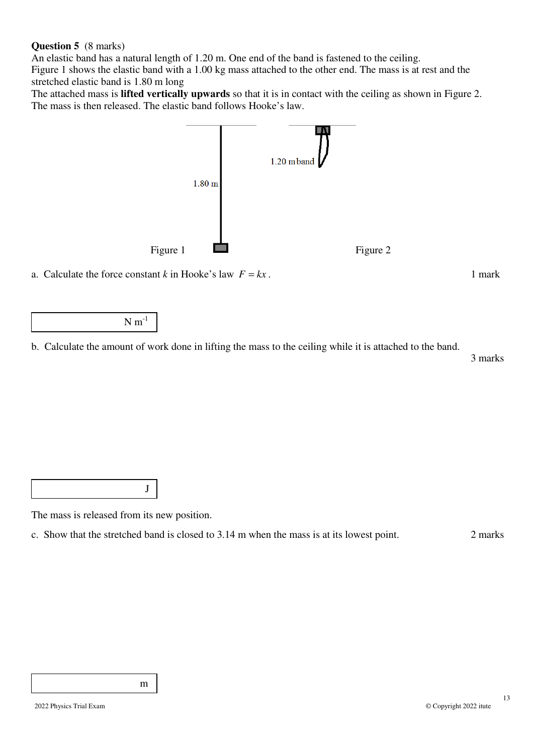**Question 5** (8 marks)
An elastic band has a natural length of 1.20 m. One end of the band is fastened to the ceiling.
Figure 1 shows the elastic band with a 1.00 kg mass attached to the other end. The mass is at rest and the stretched elastic band is 1.80 m long
The attached mass is **lifted vertically upwards** so that it is in contact with the ceiling as shown in Figure 2.
The mass is then released. The elastic band follows Hooke's law.

1.80 m

1.20 m band

Figure 1 Figure 2

a. Calculate the force constant $k$ in Hooke's law $F = kx$. 1 mark

| N m$^{-1}$ |
|---|

b. Calculate the amount of work done in lifting the mass to the ceiling while it is attached to the band. 3 marks

| J |
|---|

The mass is released from its new position.

c. Show that the stretched band is closed to 3.14 m when the mass is at its lowest point. 2 marks

| m |
|---|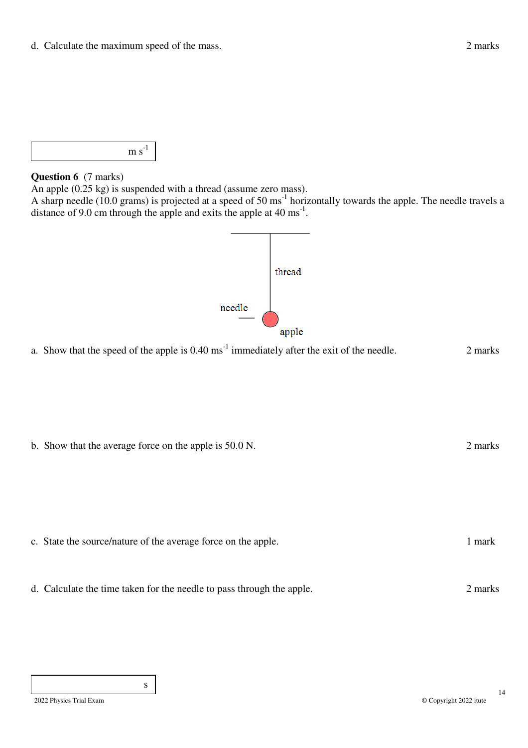d. Calculate the maximum speed of the mass. 2 marks

| m s$^{-1}$ |
|---|

**Question 6** (7 marks)

An apple (0.25 kg) is suspended with a thread (assume zero mass).
A sharp needle (10.0 grams) is projected at a speed of 50 ms$^{-1}$ horizontally towards the apple. The needle travels a distance of 9.0 cm through the apple and exits the apple at 40 ms$^{-1}$.

thread

needle

apple

a. Show that the speed of the apple is 0.40 ms$^{-1}$ immediately after the exit of the needle. 2 marks

b. Show that the average force on the apple is 50.0 N. 2 marks

c. State the source/nature of the average force on the apple. 1 mark

d. Calculate the time taken for the needle to pass through the apple. 2 marks

| s |
|---|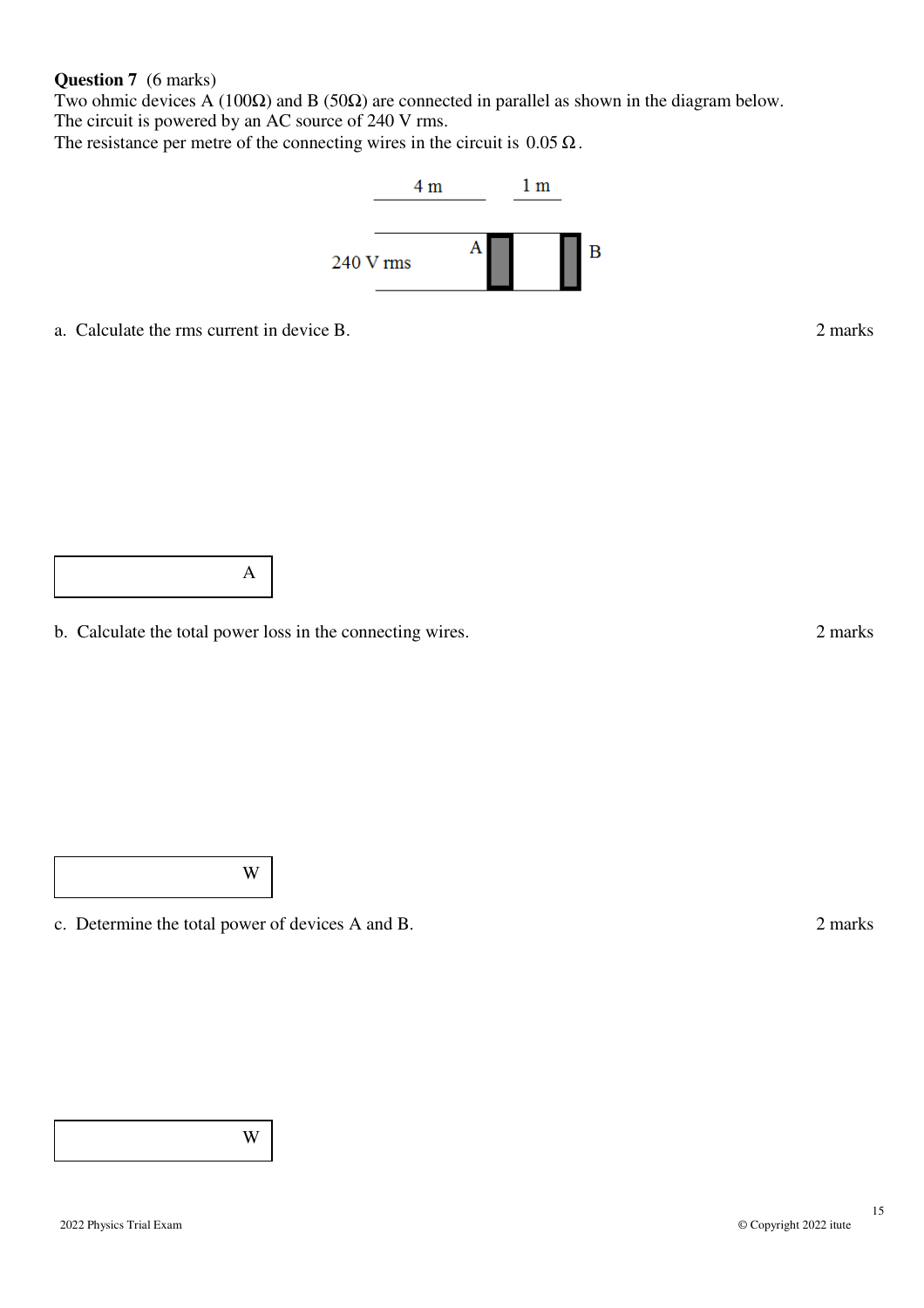**Question 7** (6 marks)
Two ohmic devices A (100Ω) and B (50Ω) are connected in parallel as shown in the diagram below.
The circuit is powered by an AC source of 240 V rms.
The resistance per metre of the connecting wires in the circuit is $0.05\,\Omega$.

4 m    1 m

240 V rms    A    B

a. Calculate the rms current in device B. 2 marks

| A |
|---|

b. Calculate the total power loss in the connecting wires. 2 marks

| W |
|---|

c. Determine the total power of devices A and B. 2 marks

| W |
|---|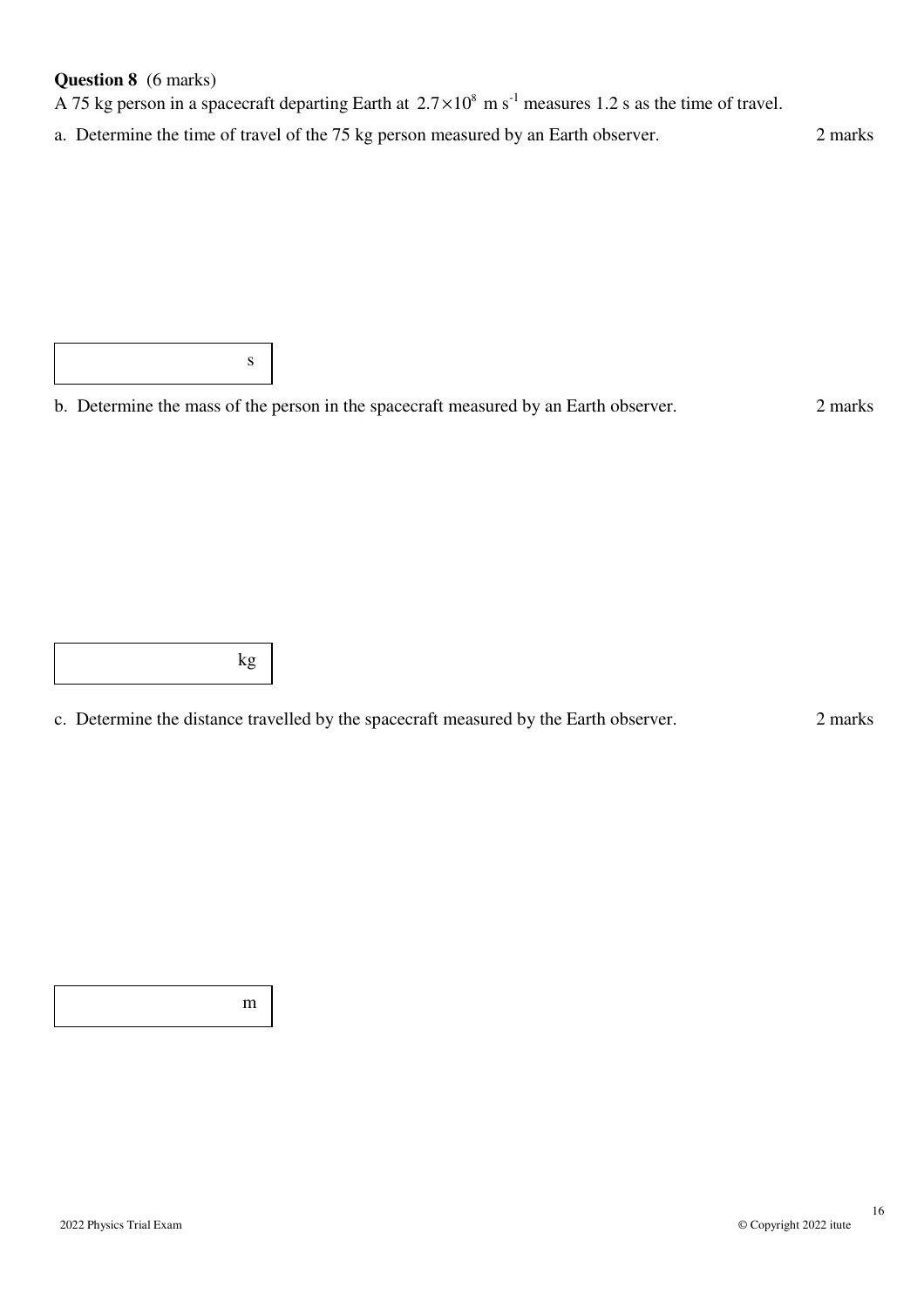**Question 8** (6 marks)

A 75 kg person in a spacecraft departing Earth at $2.7 \times 10^8$ m s$^{-1}$ measures 1.2 s as the time of travel.

a. Determine the time of travel of the 75 kg person measured by an Earth observer. 2 marks

| s |
|---|

b. Determine the mass of the person in the spacecraft measured by an Earth observer. 2 marks

| kg |
|---|

c. Determine the distance travelled by the spacecraft measured by the Earth observer. 2 marks

| m |
|---|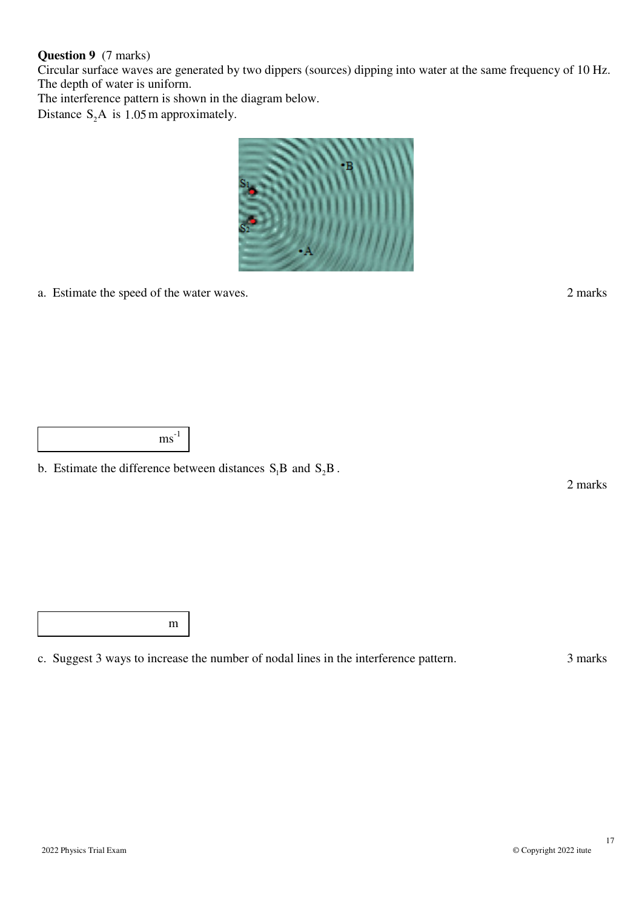**Question 9** (7 marks)

Circular surface waves are generated by two dippers (sources) dipping into water at the same frequency of 10 Hz.
The depth of water is uniform.
The interference pattern is shown in the diagram below.
Distance $S_2A$ is 1.05 m approximately.

a. Estimate the speed of the water waves. 2 marks

| $ms^{-1}$ |
|---|

b. Estimate the difference between distances $S_1B$ and $S_2B$. 2 marks

| m |
|---|

c. Suggest 3 ways to increase the number of nodal lines in the interference pattern. 3 marks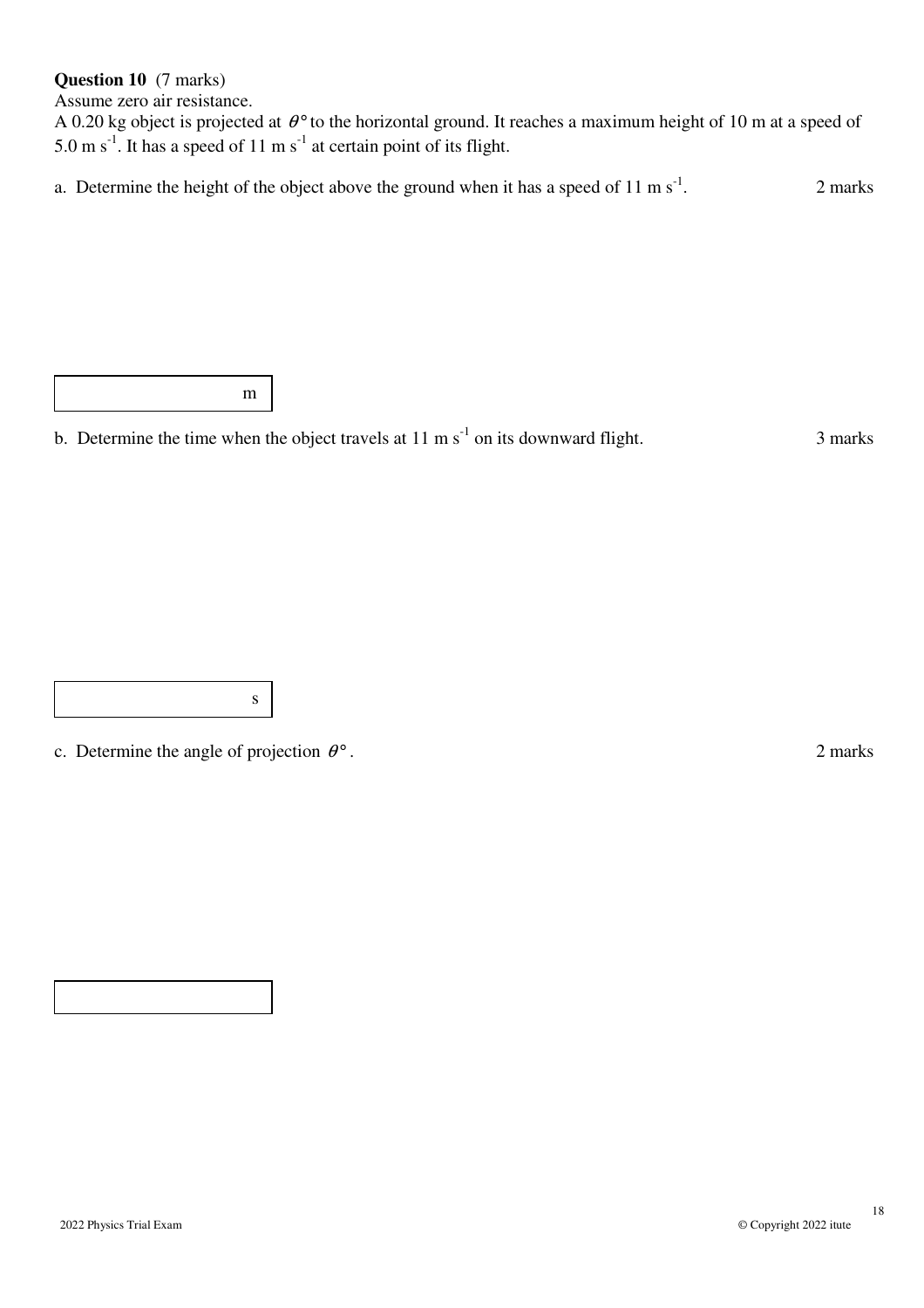**Question 10** (7 marks)

Assume zero air resistance.

A 0.20 kg object is projected at $\theta°$ to the horizontal ground. It reaches a maximum height of 10 m at a speed of 5.0 m s$^{-1}$. It has a speed of 11 m s$^{-1}$ at certain point of its flight.

a. Determine the height of the object above the ground when it has a speed of 11 m s$^{-1}$. 2 marks

| m |
|---|

b. Determine the time when the object travels at 11 m s$^{-1}$ on its downward flight. 3 marks

| s |
|---|

c. Determine the angle of projection $\theta°$. 2 marks

| |
|---|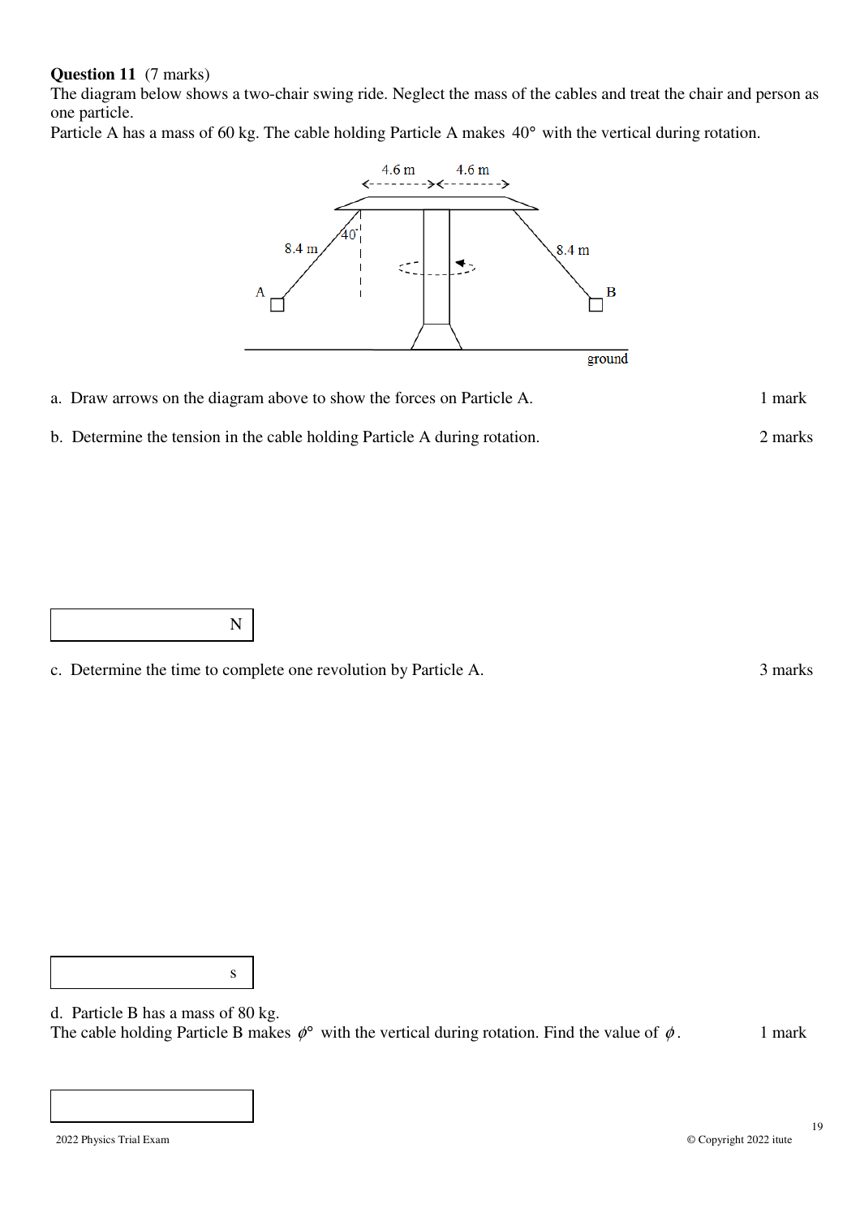**Question 11** (7 marks)

The diagram below shows a two-chair swing ride. Neglect the mass of the cables and treat the chair and person as one particle.

Particle A has a mass of 60 kg. The cable holding Particle A makes 40° with the vertical during rotation.

a. Draw arrows on the diagram above to show the forces on Particle A. 1 mark

b. Determine the tension in the cable holding Particle A during rotation. 2 marks

| N |
|---|

c. Determine the time to complete one revolution by Particle A. 3 marks

| s |
|---|

d. Particle B has a mass of 80 kg.

The cable holding Particle B makes $\phi°$ with the vertical during rotation. Find the value of $\phi$. 1 mark

| |
|---|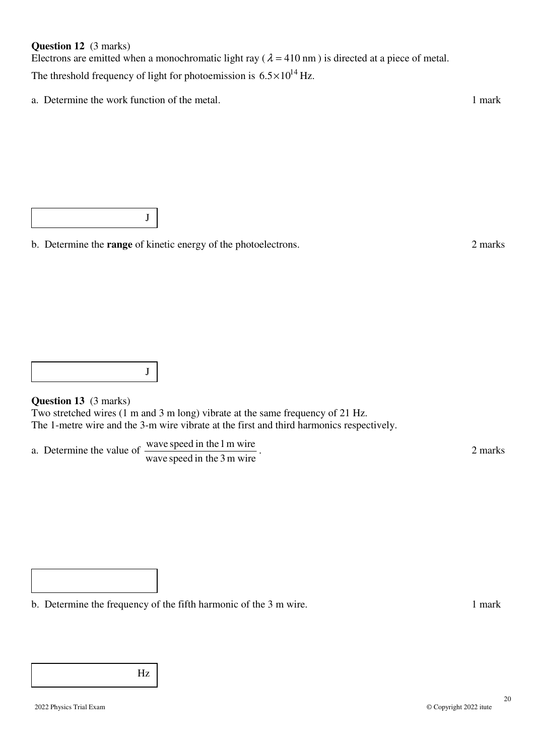**Question 12** (3 marks)
Electrons are emitted when a monochromatic light ray ( $\lambda = 410$ nm ) is directed at a piece of metal.
The threshold frequency of light for photoemission is $6.5 \times 10^{14}$ Hz.

a. Determine the work function of the metal. 1 mark

| J |
|---|

b. Determine the **range** of kinetic energy of the photoelectrons. 2 marks

| J |
|---|

**Question 13** (3 marks)
Two stretched wires (1 m and 3 m long) vibrate at the same frequency of 21 Hz.
The 1-metre wire and the 3-m wire vibrate at the first and third harmonics respectively.

a. Determine the value of $\dfrac{\text{wave speed in the 1 m wire}}{\text{wave speed in the 3 m wire}}$. 2 marks

| |
|---|

b. Determine the frequency of the fifth harmonic of the 3 m wire. 1 mark

| Hz |
|---|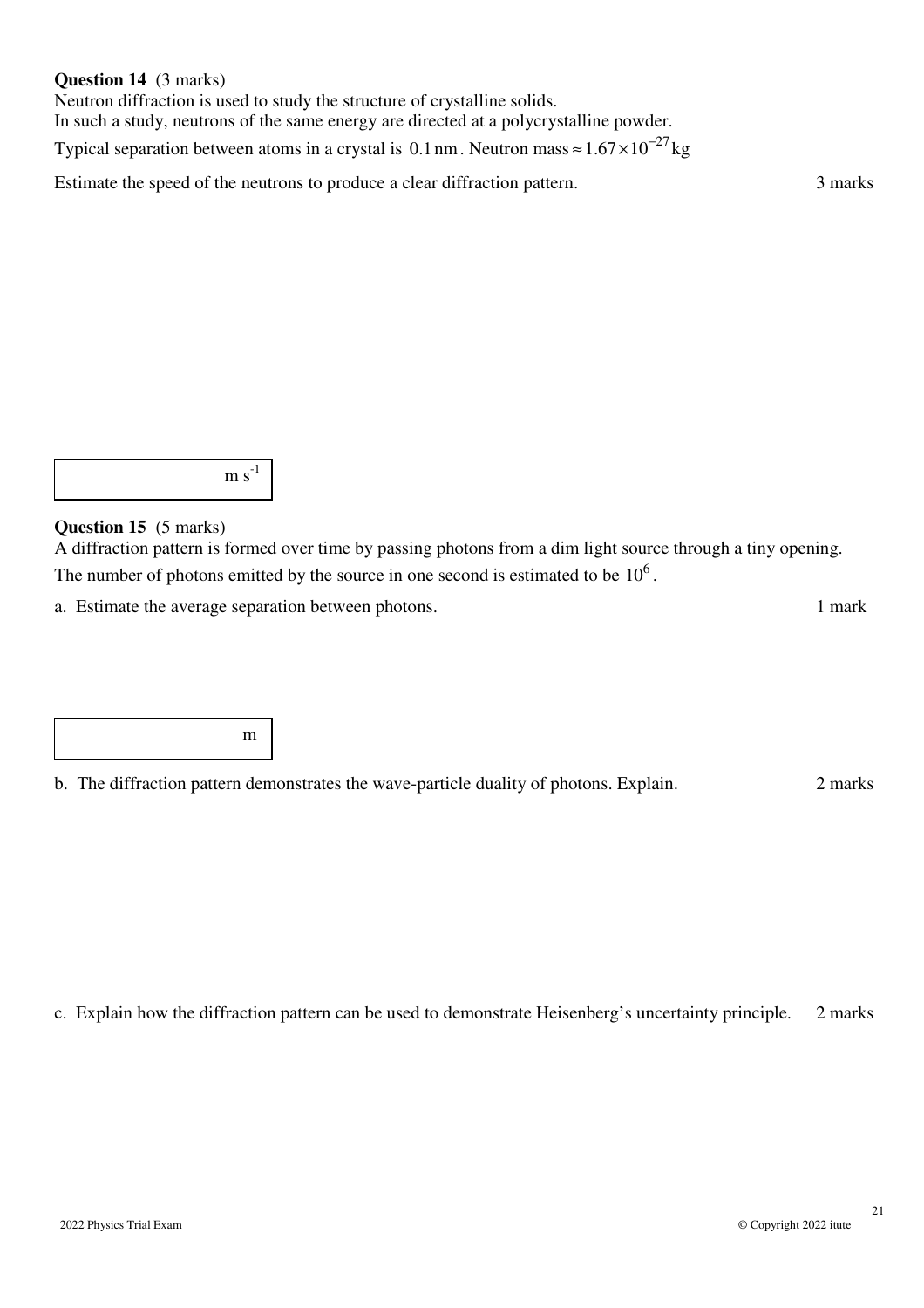**Question 14** (3 marks)

Neutron diffraction is used to study the structure of crystalline solids.

In such a study, neutrons of the same energy are directed at a polycrystalline powder.

Typical separation between atoms in a crystal is $0.1\,\text{nm}$. Neutron mass $\approx 1.67\times10^{-27}\,\text{kg}$

Estimate the speed of the neutrons to produce a clear diffraction pattern. 3 marks

| m s$^{-1}$ |
|---|

**Question 15** (5 marks)

A diffraction pattern is formed over time by passing photons from a dim light source through a tiny opening.

The number of photons emitted by the source in one second is estimated to be $10^{6}$.

a. Estimate the average separation between photons. 1 mark

| m |
|---|

b. The diffraction pattern demonstrates the wave-particle duality of photons. Explain. 2 marks

c. Explain how the diffraction pattern can be used to demonstrate Heisenberg's uncertainty principle. 2 marks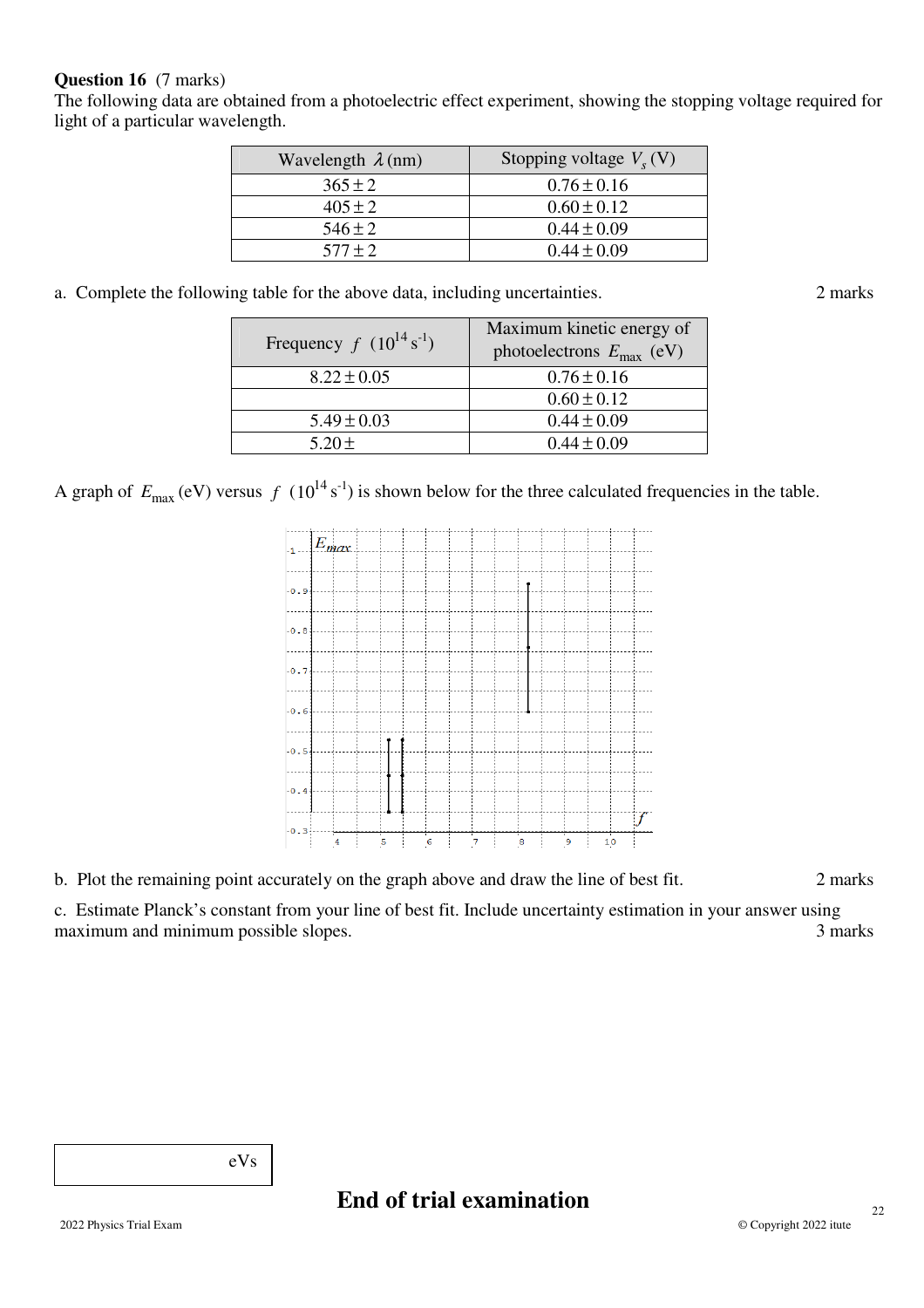**Question 16** (7 marks)
The following data are obtained from a photoelectric effect experiment, showing the stopping voltage required for light of a particular wavelength.

| Wavelength $\lambda$ (nm) | Stopping voltage $V_s$ (V) |
|---|---|
| $365 \pm 2$ | $0.76 \pm 0.16$ |
| $405 \pm 2$ | $0.60 \pm 0.12$ |
| $546 \pm 2$ | $0.44 \pm 0.09$ |
| $577 \pm 2$ | $0.44 \pm 0.09$ |

a. Complete the following table for the above data, including uncertainties. 2 marks

| Frequency $f$ ($10^{14}$ s$^{-1}$) | Maximum kinetic energy of photoelectrons $E_{\max}$ (eV) |
|---|---|
| $8.22 \pm 0.05$ | $0.76 \pm 0.16$ |
| | $0.60 \pm 0.12$ |
| $5.49 \pm 0.03$ | $0.44 \pm 0.09$ |
| $5.20 \pm$ | $0.44 \pm 0.09$ |

A graph of $E_{\max}$ (eV) versus $f$ ($10^{14}$ s$^{-1}$) is shown below for the three calculated frequencies in the table.

$E_{max}$

1
0.9
0.8
0.7
0.6
0.5
0.4
0.3

4 5 6 7 8 9 10

$f$

b. Plot the remaining point accurately on the graph above and draw the line of best fit. 2 marks

c. Estimate Planck's constant from your line of best fit. Include uncertainty estimation in your answer using maximum and minimum possible slopes. 3 marks

eVs

**End of trial examination**